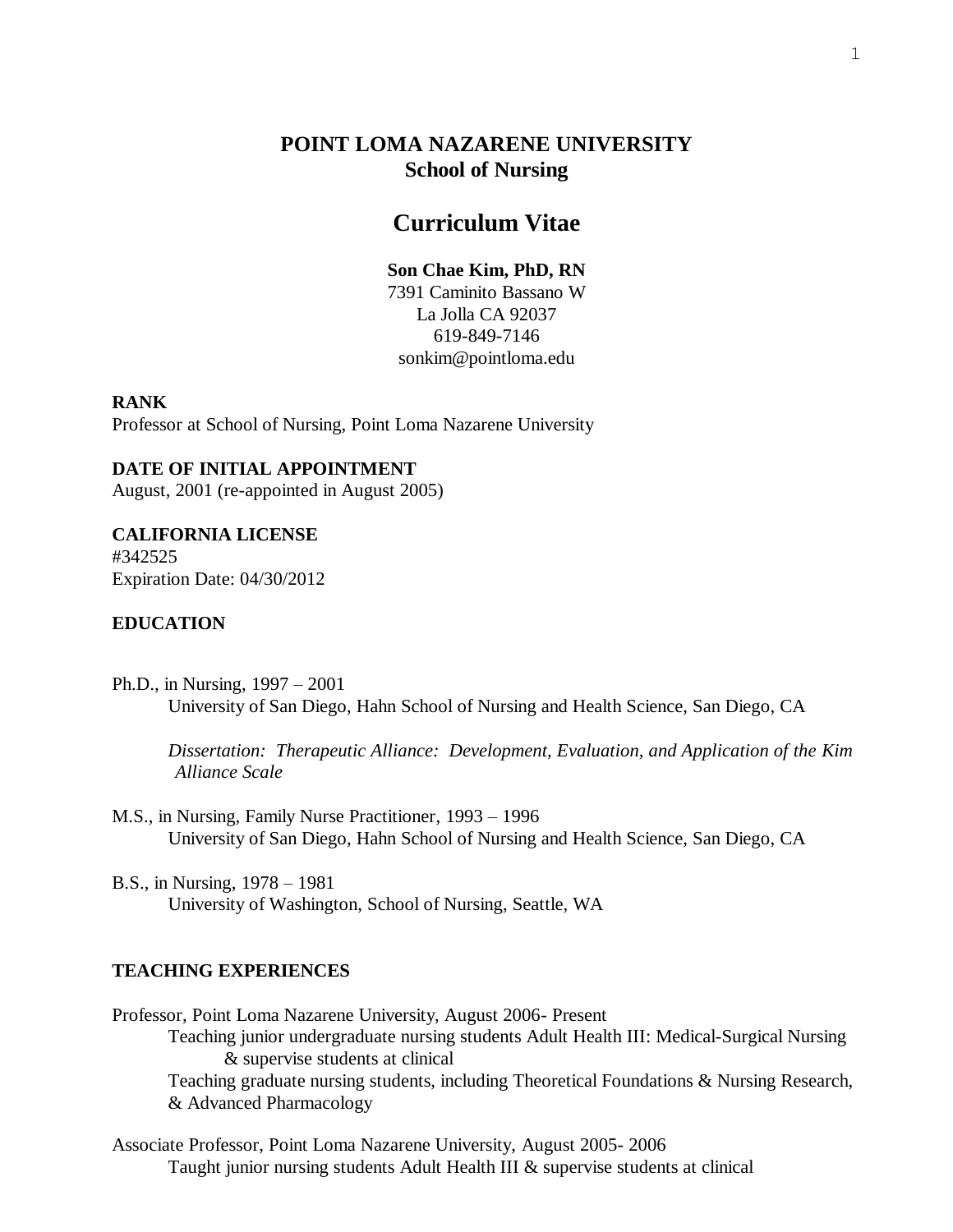# POINT LOMA NAZARENE UNIVERSITY
## School of Nursing

# Curriculum Vitae

**Son Chae Kim, PhD, RN**
7391 Caminito Bassano W
La Jolla CA 92037
619-849-7146
sonkim@pointloma.edu

**RANK**
Professor at School of Nursing, Point Loma Nazarene University

**DATE OF INITIAL APPOINTMENT**
August, 2001 (re-appointed in August 2005)

**CALIFORNIA LICENSE**
#342525
Expiration Date: 04/30/2012

**EDUCATION**

Ph.D., in Nursing, 1997 – 2001
University of San Diego, Hahn School of Nursing and Health Science, San Diego, CA

*Dissertation: Therapeutic Alliance: Development, Evaluation, and Application of the Kim Alliance Scale*

M.S., in Nursing, Family Nurse Practitioner, 1993 – 1996
University of San Diego, Hahn School of Nursing and Health Science, San Diego, CA

B.S., in Nursing, 1978 – 1981
University of Washington, School of Nursing, Seattle, WA

**TEACHING EXPERIENCES**

Professor, Point Loma Nazarene University, August 2006- Present
Teaching junior undergraduate nursing students Adult Health III: Medical-Surgical Nursing & supervise students at clinical
Teaching graduate nursing students, including Theoretical Foundations & Nursing Research, & Advanced Pharmacology

Associate Professor, Point Loma Nazarene University, August 2005- 2006
Taught junior nursing students Adult Health III & supervise students at clinical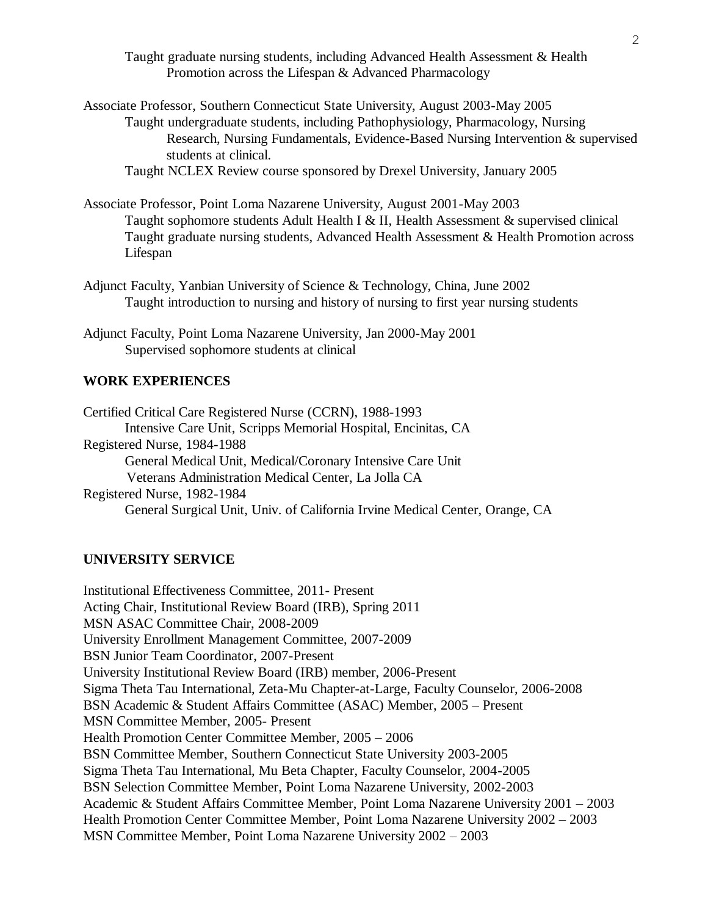Taught graduate nursing students, including Advanced Health Assessment & Health Promotion across the Lifespan & Advanced Pharmacology

Associate Professor, Southern Connecticut State University, August 2003-May 2005
- Taught undergraduate students, including Pathophysiology, Pharmacology, Nursing Research, Nursing Fundamentals, Evidence-Based Nursing Intervention & supervised students at clinical.
- Taught NCLEX Review course sponsored by Drexel University, January 2005

Associate Professor, Point Loma Nazarene University, August 2001-May 2003
- Taught sophomore students Adult Health I & II, Health Assessment & supervised clinical
- Taught graduate nursing students, Advanced Health Assessment & Health Promotion across Lifespan

Adjunct Faculty, Yanbian University of Science & Technology, China, June 2002
- Taught introduction to nursing and history of nursing to first year nursing students

Adjunct Faculty, Point Loma Nazarene University, Jan 2000-May 2001
- Supervised sophomore students at clinical

## WORK EXPERIENCES

Certified Critical Care Registered Nurse (CCRN), 1988-1993
- Intensive Care Unit, Scripps Memorial Hospital, Encinitas, CA

Registered Nurse, 1984-1988
- General Medical Unit, Medical/Coronary Intensive Care Unit
- Veterans Administration Medical Center, La Jolla CA

Registered Nurse, 1982-1984
- General Surgical Unit, Univ. of California Irvine Medical Center, Orange, CA

## UNIVERSITY SERVICE

Institutional Effectiveness Committee, 2011- Present
Acting Chair, Institutional Review Board (IRB), Spring 2011
MSN ASAC Committee Chair, 2008-2009
University Enrollment Management Committee, 2007-2009
BSN Junior Team Coordinator, 2007-Present
University Institutional Review Board (IRB) member, 2006-Present
Sigma Theta Tau International, Zeta-Mu Chapter-at-Large, Faculty Counselor, 2006-2008
BSN Academic & Student Affairs Committee (ASAC) Member, 2005 – Present
MSN Committee Member, 2005- Present
Health Promotion Center Committee Member, 2005 – 2006
BSN Committee Member, Southern Connecticut State University 2003-2005
Sigma Theta Tau International, Mu Beta Chapter, Faculty Counselor, 2004-2005
BSN Selection Committee Member, Point Loma Nazarene University, 2002-2003
Academic & Student Affairs Committee Member, Point Loma Nazarene University 2001 – 2003
Health Promotion Center Committee Member, Point Loma Nazarene University 2002 – 2003
MSN Committee Member, Point Loma Nazarene University 2002 – 2003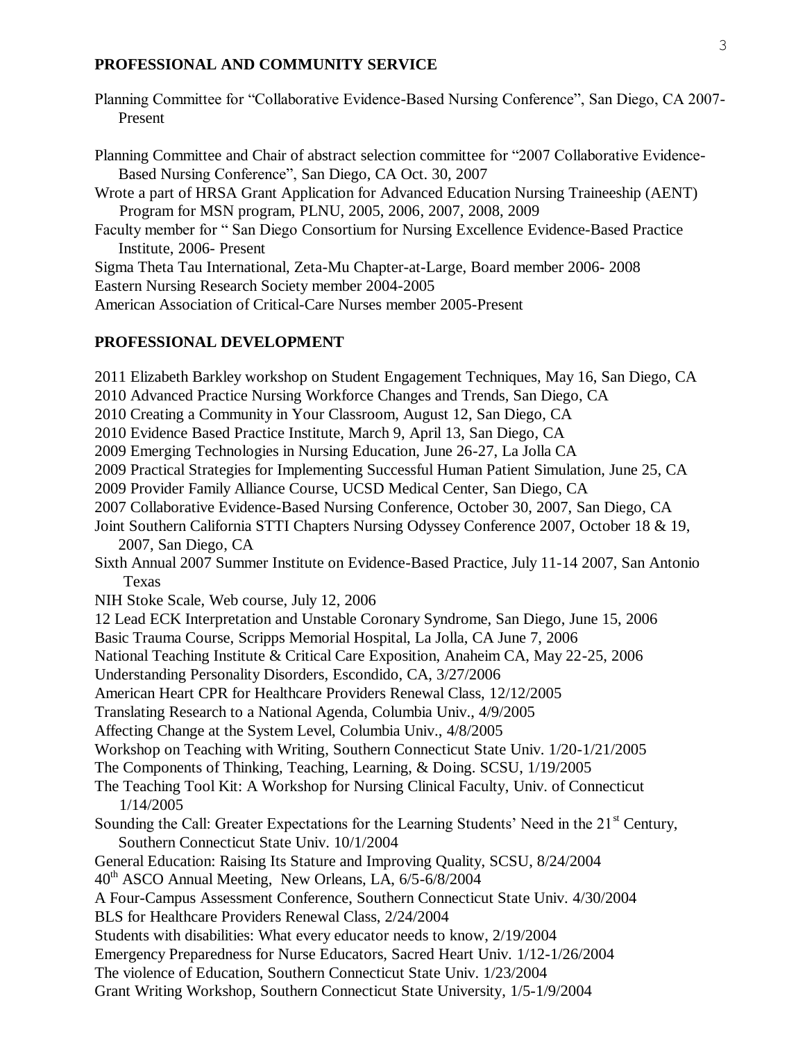## PROFESSIONAL AND COMMUNITY SERVICE

Planning Committee for "Collaborative Evidence-Based Nursing Conference", San Diego, CA 2007-Present

Planning Committee and Chair of abstract selection committee for "2007 Collaborative Evidence-Based Nursing Conference", San Diego, CA Oct. 30, 2007

Wrote a part of HRSA Grant Application for Advanced Education Nursing Traineeship (AENT) Program for MSN program, PLNU, 2005, 2006, 2007, 2008, 2009

Faculty member for " San Diego Consortium for Nursing Excellence Evidence-Based Practice Institute, 2006- Present

Sigma Theta Tau International, Zeta-Mu Chapter-at-Large, Board member 2006- 2008

Eastern Nursing Research Society member 2004-2005

American Association of Critical-Care Nurses member 2005-Present

## PROFESSIONAL DEVELOPMENT

2011 Elizabeth Barkley workshop on Student Engagement Techniques, May 16, San Diego, CA

2010 Advanced Practice Nursing Workforce Changes and Trends, San Diego, CA

2010 Creating a Community in Your Classroom, August 12, San Diego, CA

2010 Evidence Based Practice Institute, March 9, April 13, San Diego, CA

2009 Emerging Technologies in Nursing Education, June 26-27, La Jolla CA

2009 Practical Strategies for Implementing Successful Human Patient Simulation, June 25, CA

2009 Provider Family Alliance Course, UCSD Medical Center, San Diego, CA

2007 Collaborative Evidence-Based Nursing Conference, October 30, 2007, San Diego, CA

Joint Southern California STTI Chapters Nursing Odyssey Conference 2007, October 18 & 19, 2007, San Diego, CA

Sixth Annual 2007 Summer Institute on Evidence-Based Practice, July 11-14 2007, San Antonio Texas

NIH Stoke Scale, Web course, July 12, 2006

12 Lead ECK Interpretation and Unstable Coronary Syndrome, San Diego, June 15, 2006

Basic Trauma Course, Scripps Memorial Hospital, La Jolla, CA June 7, 2006

National Teaching Institute & Critical Care Exposition, Anaheim CA, May 22-25, 2006

Understanding Personality Disorders, Escondido, CA, 3/27/2006

American Heart CPR for Healthcare Providers Renewal Class, 12/12/2005

Translating Research to a National Agenda, Columbia Univ., 4/9/2005

Affecting Change at the System Level, Columbia Univ., 4/8/2005

Workshop on Teaching with Writing, Southern Connecticut State Univ. 1/20-1/21/2005

The Components of Thinking, Teaching, Learning, & Doing. SCSU, 1/19/2005

The Teaching Tool Kit: A Workshop for Nursing Clinical Faculty, Univ. of Connecticut 1/14/2005

Sounding the Call: Greater Expectations for the Learning Students' Need in the 21st Century, Southern Connecticut State Univ. 10/1/2004

General Education: Raising Its Stature and Improving Quality, SCSU, 8/24/2004

40th ASCO Annual Meeting, New Orleans, LA, 6/5-6/8/2004

A Four-Campus Assessment Conference, Southern Connecticut State Univ. 4/30/2004

BLS for Healthcare Providers Renewal Class, 2/24/2004

Students with disabilities: What every educator needs to know, 2/19/2004

Emergency Preparedness for Nurse Educators, Sacred Heart Univ. 1/12-1/26/2004

The violence of Education, Southern Connecticut State Univ. 1/23/2004

Grant Writing Workshop, Southern Connecticut State University, 1/5-1/9/2004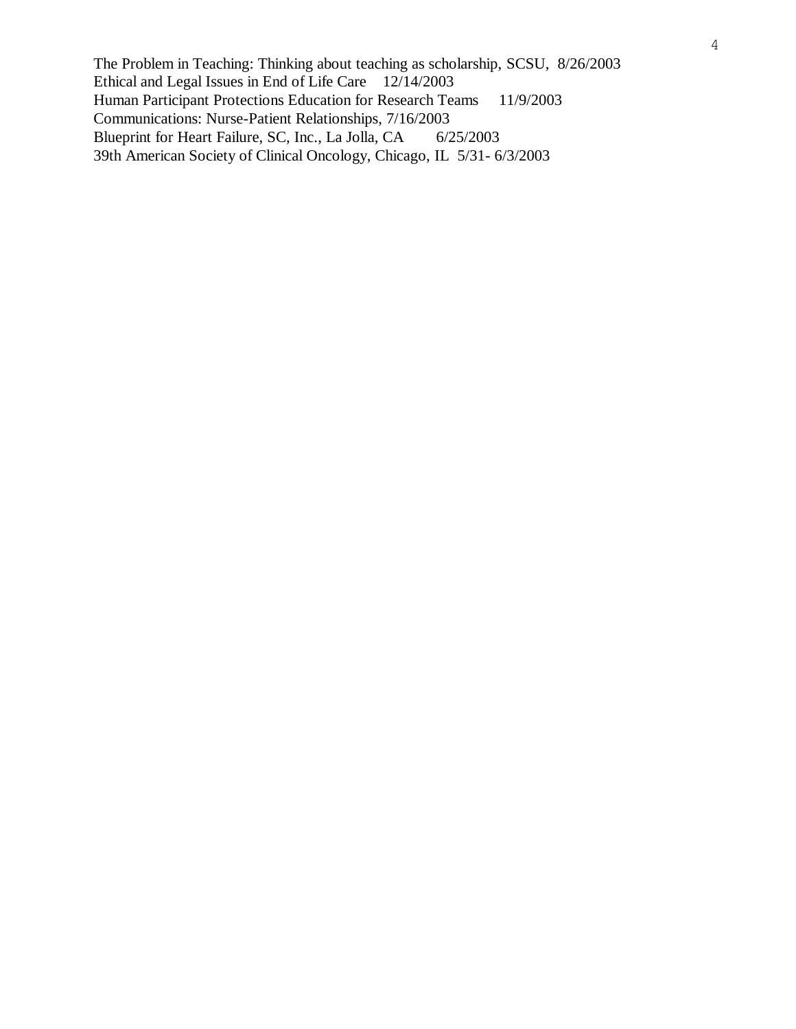The Problem in Teaching: Thinking about teaching as scholarship, SCSU, 8/26/2003
Ethical and Legal Issues in End of Life Care 12/14/2003
Human Participant Protections Education for Research Teams 11/9/2003
Communications: Nurse-Patient Relationships, 7/16/2003
Blueprint for Heart Failure, SC, Inc., La Jolla, CA 6/25/2003
39th American Society of Clinical Oncology, Chicago, IL 5/31- 6/3/2003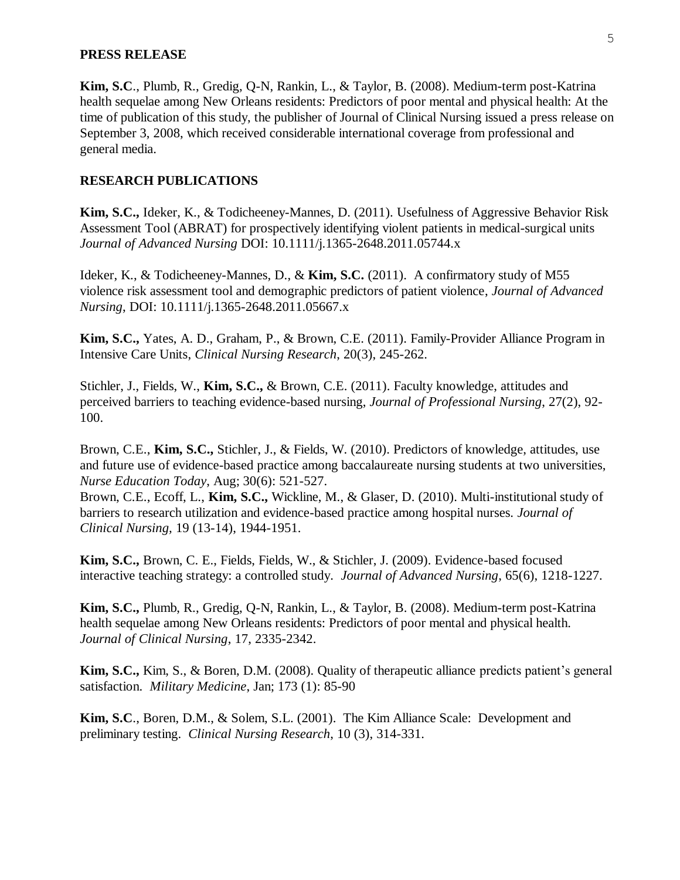## PRESS RELEASE

**Kim, S.C**., Plumb, R., Gredig, Q-N, Rankin, L., & Taylor, B. (2008). Medium-term post-Katrina health sequelae among New Orleans residents: Predictors of poor mental and physical health: At the time of publication of this study, the publisher of Journal of Clinical Nursing issued a press release on September 3, 2008, which received considerable international coverage from professional and general media.

## RESEARCH PUBLICATIONS

**Kim, S.C.,** Ideker, K., & Todicheeney-Mannes, D. (2011). Usefulness of Aggressive Behavior Risk Assessment Tool (ABRAT) for prospectively identifying violent patients in medical-surgical units *Journal of Advanced Nursing* DOI: 10.1111/j.1365-2648.2011.05744.x

Ideker, K., & Todicheeney-Mannes, D., & **Kim, S.C.** (2011). A confirmatory study of M55 violence risk assessment tool and demographic predictors of patient violence, *Journal of Advanced Nursing*, DOI: 10.1111/j.1365-2648.2011.05667.x

**Kim, S.C.,** Yates, A. D., Graham, P., & Brown, C.E. (2011). Family-Provider Alliance Program in Intensive Care Units, *Clinical Nursing Research*, 20(3), 245-262.

Stichler, J., Fields, W., **Kim, S.C.,** & Brown, C.E. (2011). Faculty knowledge, attitudes and perceived barriers to teaching evidence-based nursing, *Journal of Professional Nursing*, 27(2), 92-100.

Brown, C.E., **Kim, S.C.,** Stichler, J., & Fields, W. (2010). Predictors of knowledge, attitudes, use and future use of evidence-based practice among baccalaureate nursing students at two universities, *Nurse Education Today*, Aug; 30(6): 521-527.

Brown, C.E., Ecoff, L., **Kim, S.C.,** Wickline, M., & Glaser, D. (2010). Multi-institutional study of barriers to research utilization and evidence-based practice among hospital nurses. *Journal of Clinical Nursing*, 19 (13-14), 1944-1951.

**Kim, S.C.,** Brown, C. E., Fields, Fields, W., & Stichler, J. (2009). Evidence-based focused interactive teaching strategy: a controlled study. *Journal of Advanced Nursing*, 65(6), 1218-1227.

**Kim, S.C.,** Plumb, R., Gredig, Q-N, Rankin, L., & Taylor, B. (2008). Medium-term post-Katrina health sequelae among New Orleans residents: Predictors of poor mental and physical health. *Journal of Clinical Nursing*, 17, 2335-2342.

**Kim, S.C.,** Kim, S., & Boren, D.M. (2008). Quality of therapeutic alliance predicts patient's general satisfaction. *Military Medicine*, Jan; 173 (1): 85-90

**Kim, S.C**., Boren, D.M., & Solem, S.L. (2001). The Kim Alliance Scale: Development and preliminary testing. *Clinical Nursing Research*, 10 (3), 314-331.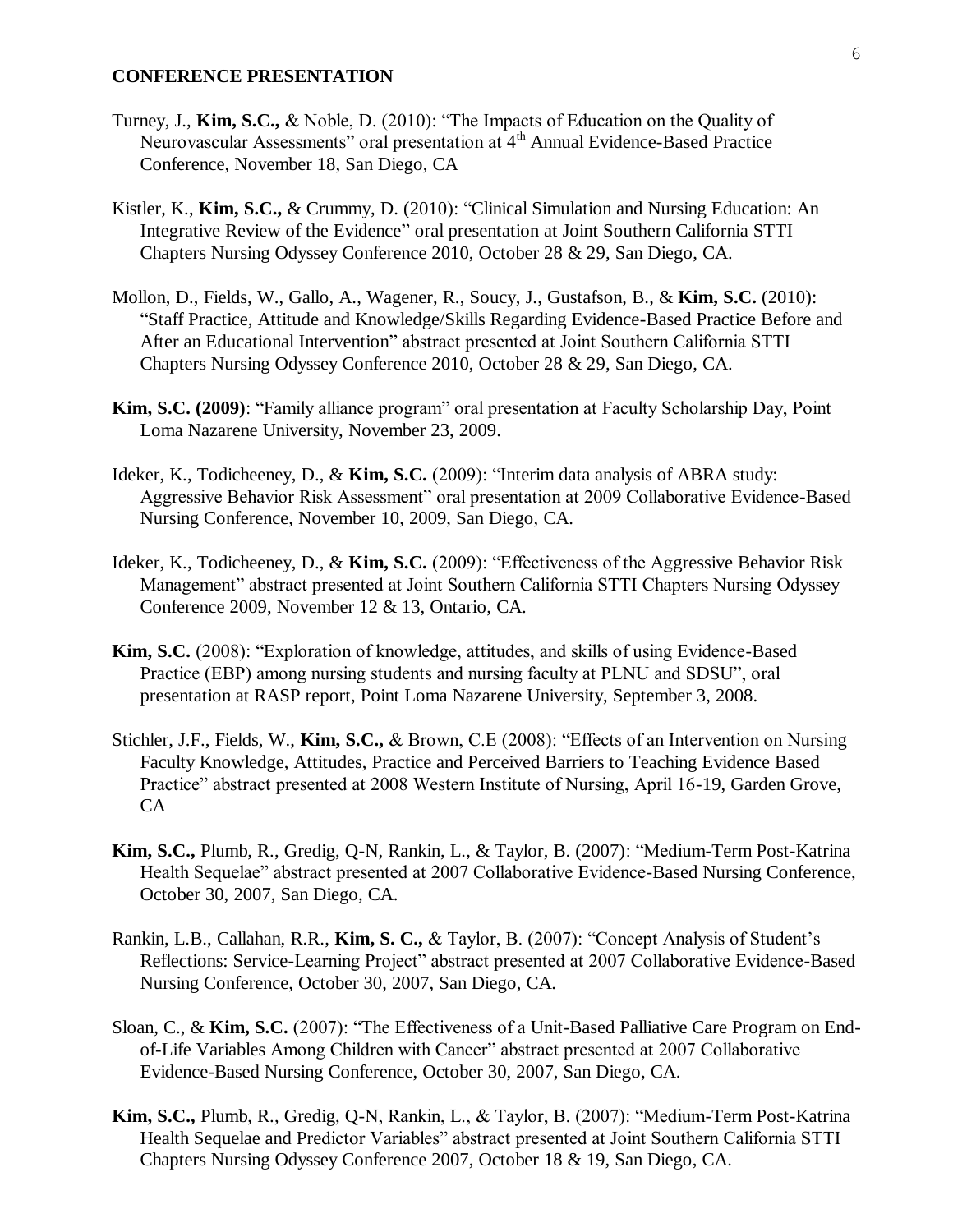**CONFERENCE PRESENTATION**

Turney, J., **Kim, S.C.,** & Noble, D. (2010): "The Impacts of Education on the Quality of Neurovascular Assessments" oral presentation at 4th Annual Evidence-Based Practice Conference, November 18, San Diego, CA

Kistler, K., **Kim, S.C.,** & Crummy, D. (2010): "Clinical Simulation and Nursing Education: An Integrative Review of the Evidence" oral presentation at Joint Southern California STTI Chapters Nursing Odyssey Conference 2010, October 28 & 29, San Diego, CA.

Mollon, D., Fields, W., Gallo, A., Wagener, R., Soucy, J., Gustafson, B., & **Kim, S.C.** (2010): "Staff Practice, Attitude and Knowledge/Skills Regarding Evidence-Based Practice Before and After an Educational Intervention" abstract presented at Joint Southern California STTI Chapters Nursing Odyssey Conference 2010, October 28 & 29, San Diego, CA.

**Kim, S.C. (2009)**: "Family alliance program" oral presentation at Faculty Scholarship Day, Point Loma Nazarene University, November 23, 2009.

Ideker, K., Todicheeney, D., & **Kim, S.C.** (2009): "Interim data analysis of ABRA study: Aggressive Behavior Risk Assessment" oral presentation at 2009 Collaborative Evidence-Based Nursing Conference, November 10, 2009, San Diego, CA.

Ideker, K., Todicheeney, D., & **Kim, S.C.** (2009): "Effectiveness of the Aggressive Behavior Risk Management" abstract presented at Joint Southern California STTI Chapters Nursing Odyssey Conference 2009, November 12 & 13, Ontario, CA.

**Kim, S.C.** (2008): "Exploration of knowledge, attitudes, and skills of using Evidence-Based Practice (EBP) among nursing students and nursing faculty at PLNU and SDSU", oral presentation at RASP report, Point Loma Nazarene University, September 3, 2008.

Stichler, J.F., Fields, W., **Kim, S.C.,** & Brown, C.E (2008): "Effects of an Intervention on Nursing Faculty Knowledge, Attitudes, Practice and Perceived Barriers to Teaching Evidence Based Practice" abstract presented at 2008 Western Institute of Nursing, April 16-19, Garden Grove, CA

**Kim, S.C.,** Plumb, R., Gredig, Q-N, Rankin, L., & Taylor, B. (2007): "Medium-Term Post-Katrina Health Sequelae" abstract presented at 2007 Collaborative Evidence-Based Nursing Conference, October 30, 2007, San Diego, CA.

Rankin, L.B., Callahan, R.R., **Kim, S. C.,** & Taylor, B. (2007): "Concept Analysis of Student's Reflections: Service-Learning Project" abstract presented at 2007 Collaborative Evidence-Based Nursing Conference, October 30, 2007, San Diego, CA.

Sloan, C., & **Kim, S.C.** (2007): "The Effectiveness of a Unit-Based Palliative Care Program on End-of-Life Variables Among Children with Cancer" abstract presented at 2007 Collaborative Evidence-Based Nursing Conference, October 30, 2007, San Diego, CA.

**Kim, S.C.,** Plumb, R., Gredig, Q-N, Rankin, L., & Taylor, B. (2007): "Medium-Term Post-Katrina Health Sequelae and Predictor Variables" abstract presented at Joint Southern California STTI Chapters Nursing Odyssey Conference 2007, October 18 & 19, San Diego, CA.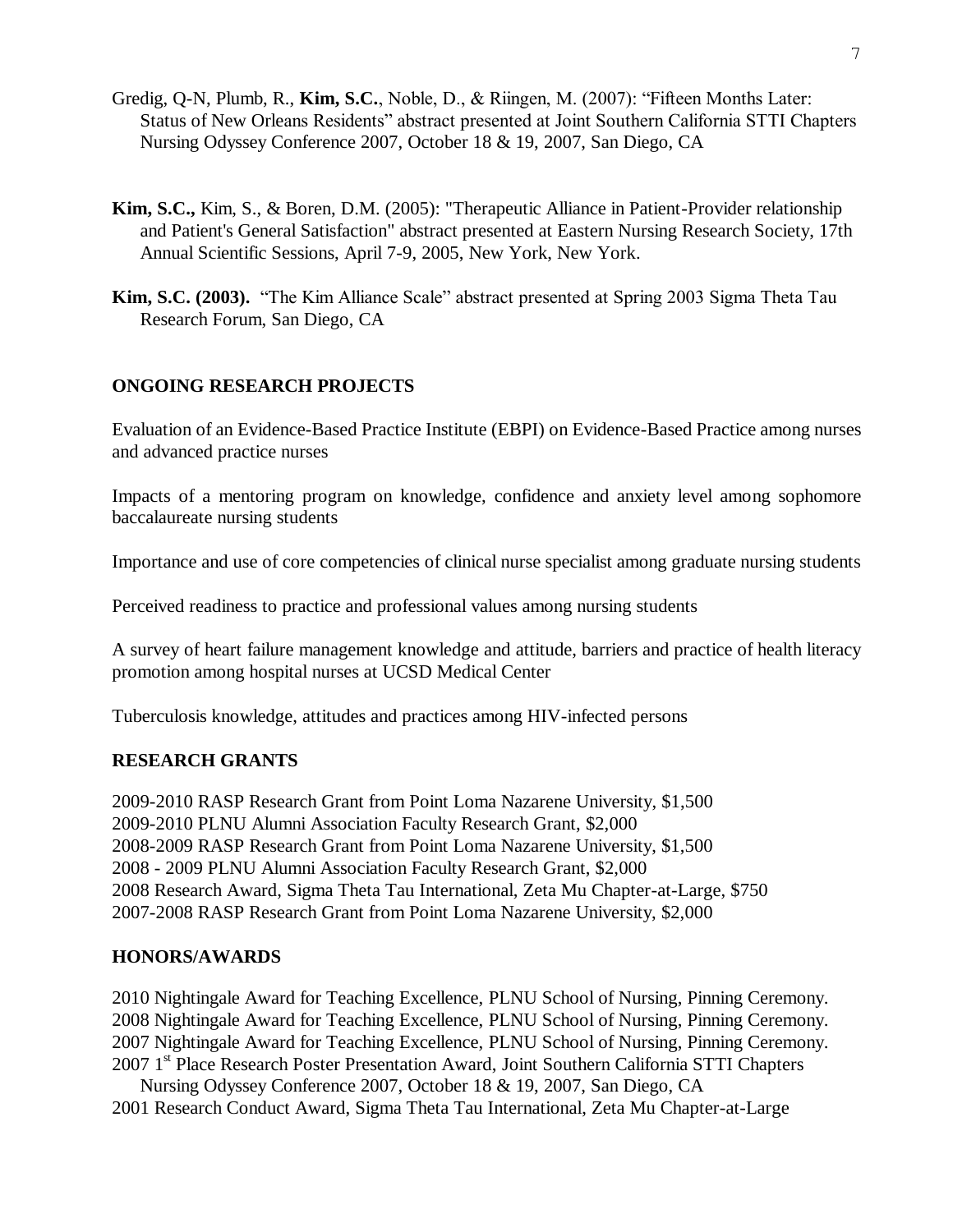Gredig, Q-N, Plumb, R., **Kim, S.C.**, Noble, D., & Riingen, M. (2007): "Fifteen Months Later: Status of New Orleans Residents" abstract presented at Joint Southern California STTI Chapters Nursing Odyssey Conference 2007, October 18 & 19, 2007, San Diego, CA

**Kim, S.C.,** Kim, S., & Boren, D.M. (2005): "Therapeutic Alliance in Patient-Provider relationship and Patient's General Satisfaction" abstract presented at Eastern Nursing Research Society, 17th Annual Scientific Sessions, April 7-9, 2005, New York, New York.

**Kim, S.C. (2003).** "The Kim Alliance Scale" abstract presented at Spring 2003 Sigma Theta Tau Research Forum, San Diego, CA

## ONGOING RESEARCH PROJECTS

Evaluation of an Evidence-Based Practice Institute (EBPI) on Evidence-Based Practice among nurses and advanced practice nurses

Impacts of a mentoring program on knowledge, confidence and anxiety level among sophomore baccalaureate nursing students

Importance and use of core competencies of clinical nurse specialist among graduate nursing students

Perceived readiness to practice and professional values among nursing students

A survey of heart failure management knowledge and attitude, barriers and practice of health literacy promotion among hospital nurses at UCSD Medical Center

Tuberculosis knowledge, attitudes and practices among HIV-infected persons

## RESEARCH GRANTS

2009-2010 RASP Research Grant from Point Loma Nazarene University, $1,500
2009-2010 PLNU Alumni Association Faculty Research Grant, $2,000
2008-2009 RASP Research Grant from Point Loma Nazarene University, $1,500
2008 - 2009 PLNU Alumni Association Faculty Research Grant, $2,000
2008 Research Award, Sigma Theta Tau International, Zeta Mu Chapter-at-Large, $750
2007-2008 RASP Research Grant from Point Loma Nazarene University, $2,000

## HONORS/AWARDS

2010 Nightingale Award for Teaching Excellence, PLNU School of Nursing, Pinning Ceremony.
2008 Nightingale Award for Teaching Excellence, PLNU School of Nursing, Pinning Ceremony.
2007 Nightingale Award for Teaching Excellence, PLNU School of Nursing, Pinning Ceremony.
2007 1st Place Research Poster Presentation Award, Joint Southern California STTI Chapters Nursing Odyssey Conference 2007, October 18 & 19, 2007, San Diego, CA
2001 Research Conduct Award, Sigma Theta Tau International, Zeta Mu Chapter-at-Large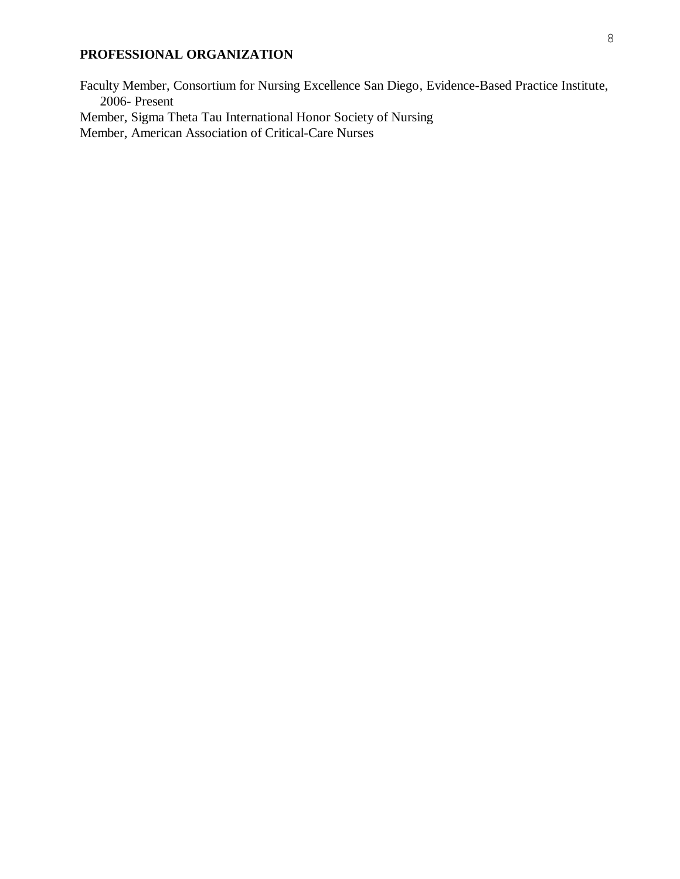**PROFESSIONAL ORGANIZATION**

Faculty Member, Consortium for Nursing Excellence San Diego, Evidence-Based Practice Institute, 2006- Present
Member, Sigma Theta Tau International Honor Society of Nursing
Member, American Association of Critical-Care Nurses